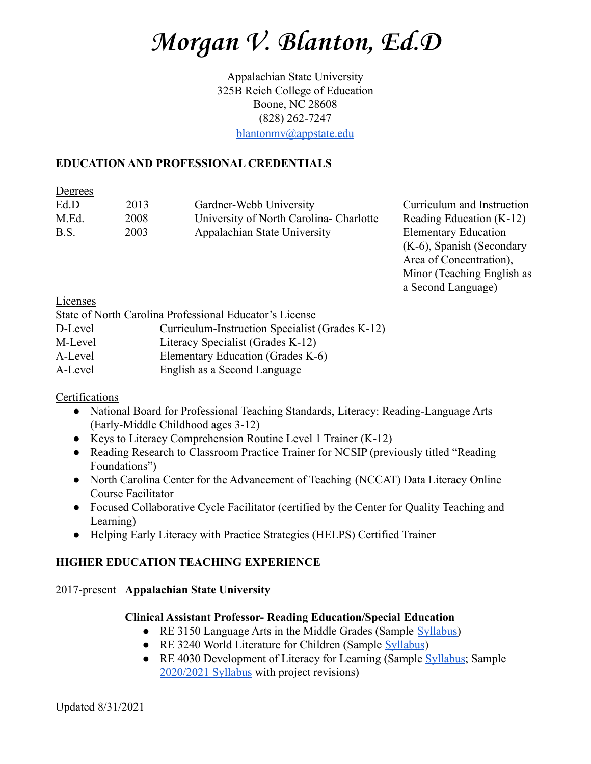# *Morgan V. Blanton, Ed.D*

Appalachian State University
325B Reich College of Education
Boone, NC 28608
(828) 262-7247
[blantonmv@appstate.edu](mailto:blantonmv@appstate.edu)

## EDUCATION AND PROFESSIONAL CREDENTIALS

Degrees

| | | | |
|---|---|---|---|
| Ed.D | 2013 | Gardner-Webb University | Curriculum and Instruction |
| M.Ed. | 2008 | University of North Carolina- Charlotte | Reading Education (K-12) |
| B.S. | 2003 | Appalachian State University | Elementary Education (K-6), Spanish (Secondary Area of Concentration), Minor (Teaching English as a Second Language) |

Licenses

State of North Carolina Professional Educator's License

| | |
|---|---|
| D-Level | Curriculum-Instruction Specialist (Grades K-12) |
| M-Level | Literacy Specialist (Grades K-12) |
| A-Level | Elementary Education (Grades K-6) |
| A-Level | English as a Second Language |

Certifications

- National Board for Professional Teaching Standards, Literacy: Reading-Language Arts (Early-Middle Childhood ages 3-12)
- Keys to Literacy Comprehension Routine Level 1 Trainer (K-12)
- Reading Research to Classroom Practice Trainer for NCSIP (previously titled "Reading Foundations")
- North Carolina Center for the Advancement of Teaching (NCCAT) Data Literacy Online Course Facilitator
- Focused Collaborative Cycle Facilitator (certified by the Center for Quality Teaching and Learning)
- Helping Early Literacy with Practice Strategies (HELPS) Certified Trainer

## HIGHER EDUCATION TEACHING EXPERIENCE

2017-present **Appalachian State University**

**Clinical Assistant Professor- Reading Education/Special Education**

- RE 3150 Language Arts in the Middle Grades (Sample Syllabus)
- RE 3240 World Literature for Children (Sample Syllabus)
- RE 4030 Development of Literacy for Learning (Sample Syllabus; Sample 2020/2021 Syllabus with project revisions)

Updated 8/31/2021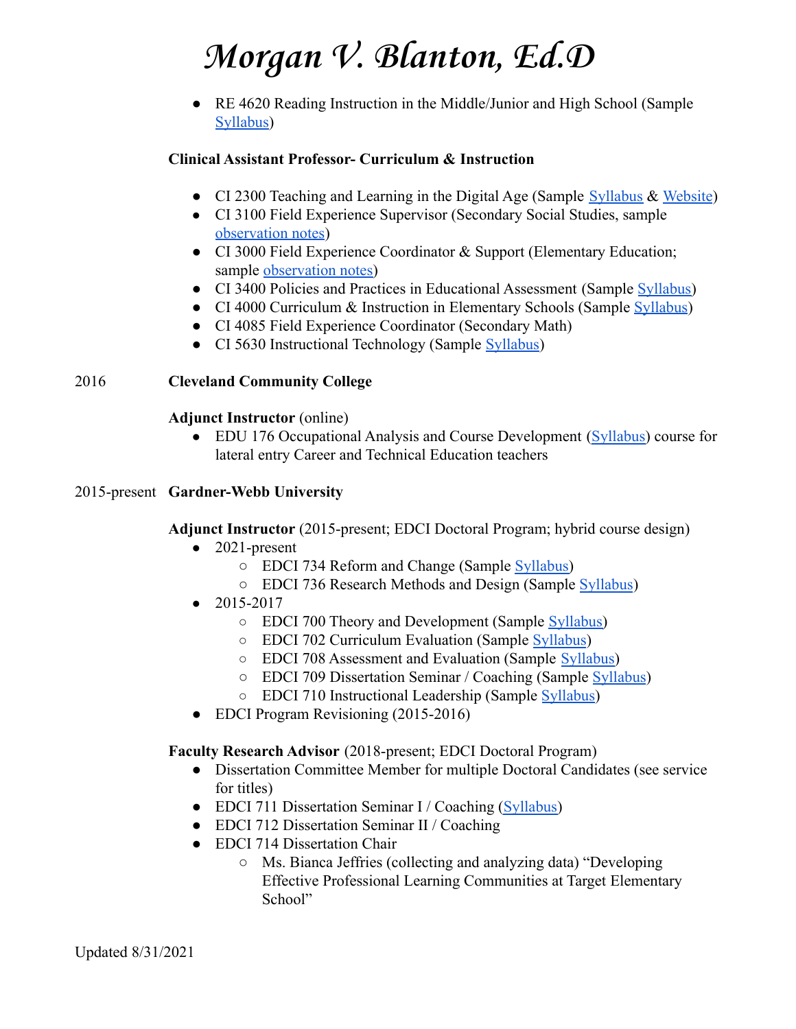- RE 4620 Reading Instruction in the Middle/Junior and High School (Sample Syllabus)

**Clinical Assistant Professor- Curriculum & Instruction**

- CI 2300 Teaching and Learning in the Digital Age (Sample Syllabus & Website)
- CI 3100 Field Experience Supervisor (Secondary Social Studies, sample observation notes)
- CI 3000 Field Experience Coordinator & Support (Elementary Education; sample observation notes)
- CI 3400 Policies and Practices in Educational Assessment (Sample Syllabus)
- CI 4000 Curriculum & Instruction in Elementary Schools (Sample Syllabus)
- CI 4085 Field Experience Coordinator (Secondary Math)
- CI 5630 Instructional Technology (Sample Syllabus)

2016 **Cleveland Community College**

**Adjunct Instructor** (online)

- EDU 176 Occupational Analysis and Course Development (Syllabus) course for lateral entry Career and Technical Education teachers

2015-present **Gardner-Webb University**

**Adjunct Instructor** (2015-present; EDCI Doctoral Program; hybrid course design)

- 2021-present
  - EDCI 734 Reform and Change (Sample Syllabus)
  - EDCI 736 Research Methods and Design (Sample Syllabus)
- 2015-2017
  - EDCI 700 Theory and Development (Sample Syllabus)
  - EDCI 702 Curriculum Evaluation (Sample Syllabus)
  - EDCI 708 Assessment and Evaluation (Sample Syllabus)
  - EDCI 709 Dissertation Seminar / Coaching (Sample Syllabus)
  - EDCI 710 Instructional Leadership (Sample Syllabus)
- EDCI Program Revisioning (2015-2016)

**Faculty Research Advisor** (2018-present; EDCI Doctoral Program)

- Dissertation Committee Member for multiple Doctoral Candidates (see service for titles)
- EDCI 711 Dissertation Seminar I / Coaching (Syllabus)
- EDCI 712 Dissertation Seminar II / Coaching
- EDCI 714 Dissertation Chair
  - Ms. Bianca Jeffries (collecting and analyzing data) "Developing Effective Professional Learning Communities at Target Elementary School"

Updated 8/31/2021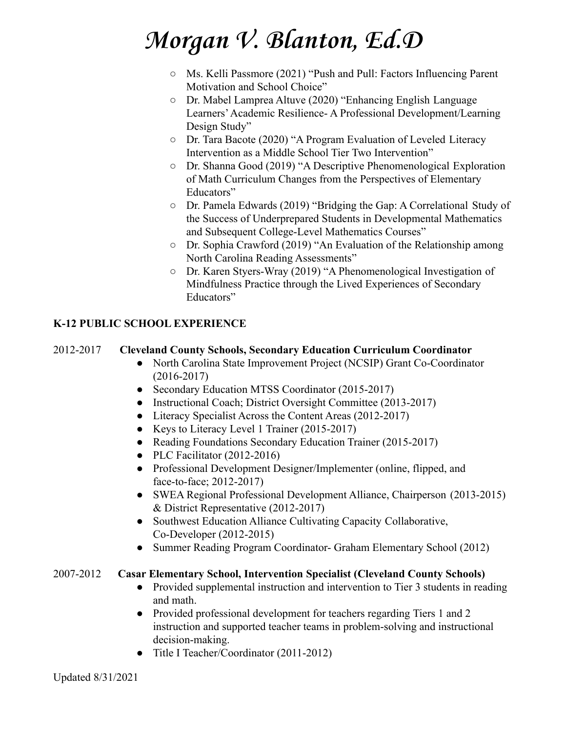- Ms. Kelli Passmore (2021) "Push and Pull: Factors Influencing Parent Motivation and School Choice"
- Dr. Mabel Lamprea Altuve (2020) "Enhancing English Language Learners' Academic Resilience- A Professional Development/Learning Design Study"
- Dr. Tara Bacote (2020) "A Program Evaluation of Leveled Literacy Intervention as a Middle School Tier Two Intervention"
- Dr. Shanna Good (2019) "A Descriptive Phenomenological Exploration of Math Curriculum Changes from the Perspectives of Elementary Educators"
- Dr. Pamela Edwards (2019) "Bridging the Gap: A Correlational Study of the Success of Underprepared Students in Developmental Mathematics and Subsequent College-Level Mathematics Courses"
- Dr. Sophia Crawford (2019) "An Evaluation of the Relationship among North Carolina Reading Assessments"
- Dr. Karen Styers-Wray (2019) "A Phenomenological Investigation of Mindfulness Practice through the Lived Experiences of Secondary Educators"

## K-12 PUBLIC SCHOOL EXPERIENCE

2012-2017 **Cleveland County Schools, Secondary Education Curriculum Coordinator**

- North Carolina State Improvement Project (NCSIP) Grant Co-Coordinator (2016-2017)
- Secondary Education MTSS Coordinator (2015-2017)
- Instructional Coach; District Oversight Committee (2013-2017)
- Literacy Specialist Across the Content Areas (2012-2017)
- Keys to Literacy Level 1 Trainer (2015-2017)
- Reading Foundations Secondary Education Trainer (2015-2017)
- PLC Facilitator (2012-2016)
- Professional Development Designer/Implementer (online, flipped, and face-to-face; 2012-2017)
- SWEA Regional Professional Development Alliance, Chairperson (2013-2015) & District Representative (2012-2017)
- Southwest Education Alliance Cultivating Capacity Collaborative, Co-Developer (2012-2015)
- Summer Reading Program Coordinator- Graham Elementary School (2012)

2007-2012 **Casar Elementary School, Intervention Specialist (Cleveland County Schools)**

- Provided supplemental instruction and intervention to Tier 3 students in reading and math.
- Provided professional development for teachers regarding Tiers 1 and 2 instruction and supported teacher teams in problem-solving and instructional decision-making.
- Title I Teacher/Coordinator (2011-2012)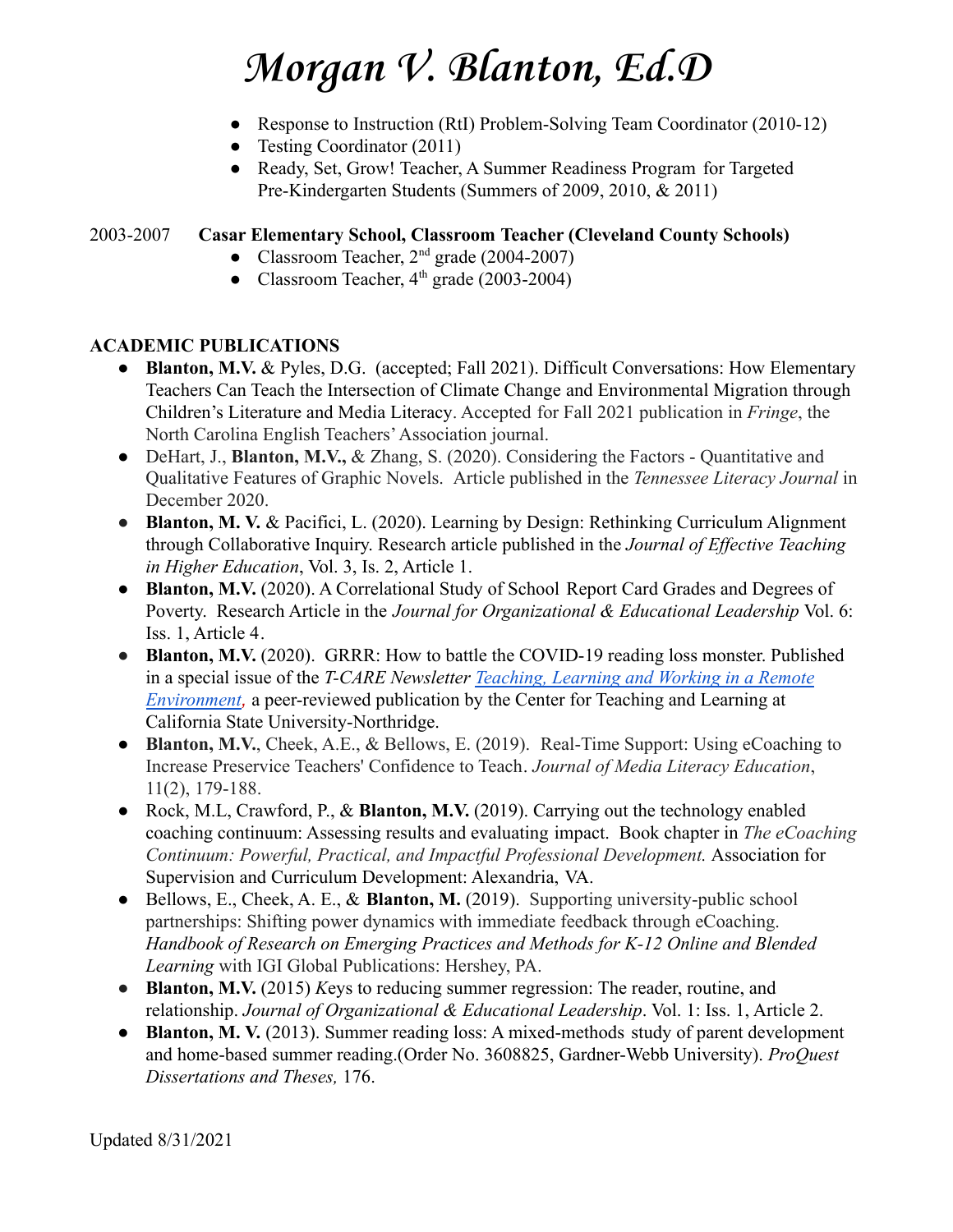- Response to Instruction (RtI) Problem-Solving Team Coordinator (2010-12)
- Testing Coordinator (2011)
- Ready, Set, Grow! Teacher, A Summer Readiness Program for Targeted Pre-Kindergarten Students (Summers of 2009, 2010, & 2011)

2003-2007 **Casar Elementary School, Classroom Teacher (Cleveland County Schools)**

- Classroom Teacher, 2nd grade (2004-2007)
- Classroom Teacher, 4th grade (2003-2004)

## ACADEMIC PUBLICATIONS

- **Blanton, M.V.** & Pyles, D.G. (accepted; Fall 2021). Difficult Conversations: How Elementary Teachers Can Teach the Intersection of Climate Change and Environmental Migration through Children's Literature and Media Literacy. Accepted for Fall 2021 publication in *Fringe*, the North Carolina English Teachers' Association journal.
- DeHart, J., **Blanton, M.V.,** & Zhang, S. (2020). Considering the Factors - Quantitative and Qualitative Features of Graphic Novels. Article published in the *Tennessee Literacy Journal* in December 2020.
- **Blanton, M. V.** & Pacifici, L. (2020). Learning by Design: Rethinking Curriculum Alignment through Collaborative Inquiry. Research article published in the *Journal of Effective Teaching in Higher Education*, Vol. 3, Is. 2, Article 1.
- **Blanton, M.V.** (2020). A Correlational Study of School Report Card Grades and Degrees of Poverty. Research Article in the *Journal for Organizational & Educational Leadership* Vol. 6: Iss. 1, Article 4.
- **Blanton, M.V.** (2020). GRRR: How to battle the COVID-19 reading loss monster. Published in a special issue of the *T-CARE Newsletter* [*Teaching, Learning and Working in a Remote Environment*], a peer-reviewed publication by the Center for Teaching and Learning at California State University-Northridge.
- **Blanton, M.V.**, Cheek, A.E., & Bellows, E. (2019). Real-Time Support: Using eCoaching to Increase Preservice Teachers' Confidence to Teach. *Journal of Media Literacy Education*, 11(2), 179-188.
- Rock, M.L, Crawford, P., & **Blanton, M.V.** (2019). Carrying out the technology enabled coaching continuum: Assessing results and evaluating impact. Book chapter in *The eCoaching Continuum: Powerful, Practical, and Impactful Professional Development.* Association for Supervision and Curriculum Development: Alexandria, VA.
- Bellows, E., Cheek, A. E., & **Blanton, M.** (2019). Supporting university-public school partnerships: Shifting power dynamics with immediate feedback through eCoaching. *Handbook of Research on Emerging Practices and Methods for K-12 Online and Blended Learning* with IGI Global Publications: Hershey, PA.
- **Blanton, M.V.** (2015) *K*eys to reducing summer regression: The reader, routine, and relationship. *Journal of Organizational & Educational Leadership*. Vol. 1: Iss. 1, Article 2.
- **Blanton, M. V.** (2013). Summer reading loss: A mixed-methods study of parent development and home-based summer reading.(Order No. 3608825, Gardner-Webb University). *ProQuest Dissertations and Theses,* 176.

Updated 8/31/2021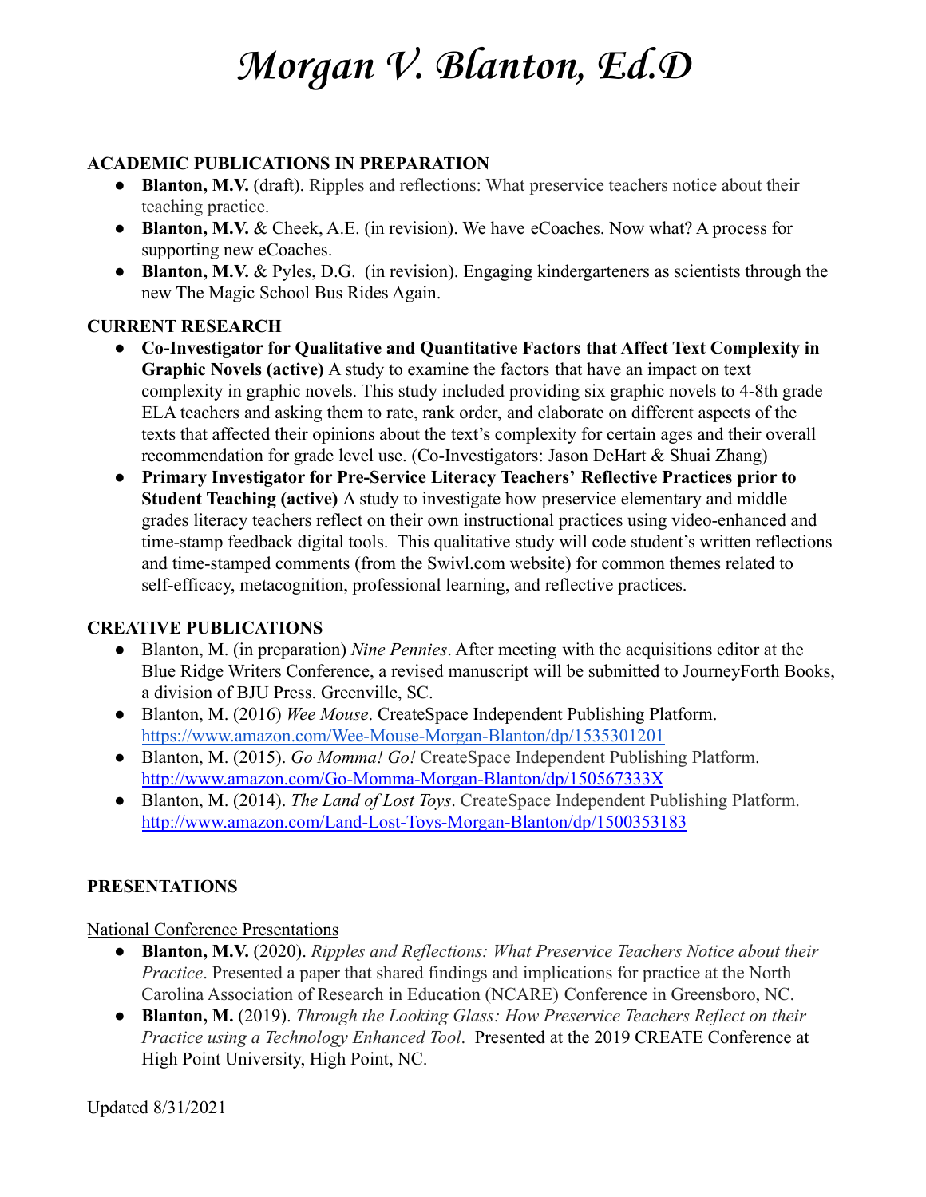# *Morgan V. Blanton, Ed.D*

**ACADEMIC PUBLICATIONS IN PREPARATION**

- **Blanton, M.V.** (draft). Ripples and reflections: What preservice teachers notice about their teaching practice.
- **Blanton, M.V.** & Cheek, A.E. (in revision). We have eCoaches. Now what? A process for supporting new eCoaches.
- **Blanton, M.V.** & Pyles, D.G. (in revision). Engaging kindergarteners as scientists through the new The Magic School Bus Rides Again.

**CURRENT RESEARCH**

- **Co-Investigator for Qualitative and Quantitative Factors that Affect Text Complexity in Graphic Novels (active)** A study to examine the factors that have an impact on text complexity in graphic novels. This study included providing six graphic novels to 4-8th grade ELA teachers and asking them to rate, rank order, and elaborate on different aspects of the texts that affected their opinions about the text's complexity for certain ages and their overall recommendation for grade level use. (Co-Investigators: Jason DeHart & Shuai Zhang)
- **Primary Investigator for Pre-Service Literacy Teachers' Reflective Practices prior to Student Teaching (active)** A study to investigate how preservice elementary and middle grades literacy teachers reflect on their own instructional practices using video-enhanced and time-stamp feedback digital tools. This qualitative study will code student's written reflections and time-stamped comments (from the Swivl.com website) for common themes related to self-efficacy, metacognition, professional learning, and reflective practices.

**CREATIVE PUBLICATIONS**

- Blanton, M. (in preparation) *Nine Pennies*. After meeting with the acquisitions editor at the Blue Ridge Writers Conference, a revised manuscript will be submitted to JourneyForth Books, a division of BJU Press. Greenville, SC.
- Blanton, M. (2016) *Wee Mouse*. CreateSpace Independent Publishing Platform. https://www.amazon.com/Wee-Mouse-Morgan-Blanton/dp/1535301201
- Blanton, M. (2015). *Go Momma! Go!* CreateSpace Independent Publishing Platform. http://www.amazon.com/Go-Momma-Morgan-Blanton/dp/150567333X
- Blanton, M. (2014). *The Land of Lost Toys*. CreateSpace Independent Publishing Platform. http://www.amazon.com/Land-Lost-Toys-Morgan-Blanton/dp/1500353183

**PRESENTATIONS**

National Conference Presentations

- **Blanton, M.V.** (2020). *Ripples and Reflections: What Preservice Teachers Notice about their Practice*. Presented a paper that shared findings and implications for practice at the North Carolina Association of Research in Education (NCARE) Conference in Greensboro, NC.
- **Blanton, M.** (2019). *Through the Looking Glass: How Preservice Teachers Reflect on their Practice using a Technology Enhanced Tool*. Presented at the 2019 CREATE Conference at High Point University, High Point, NC.

Updated 8/31/2021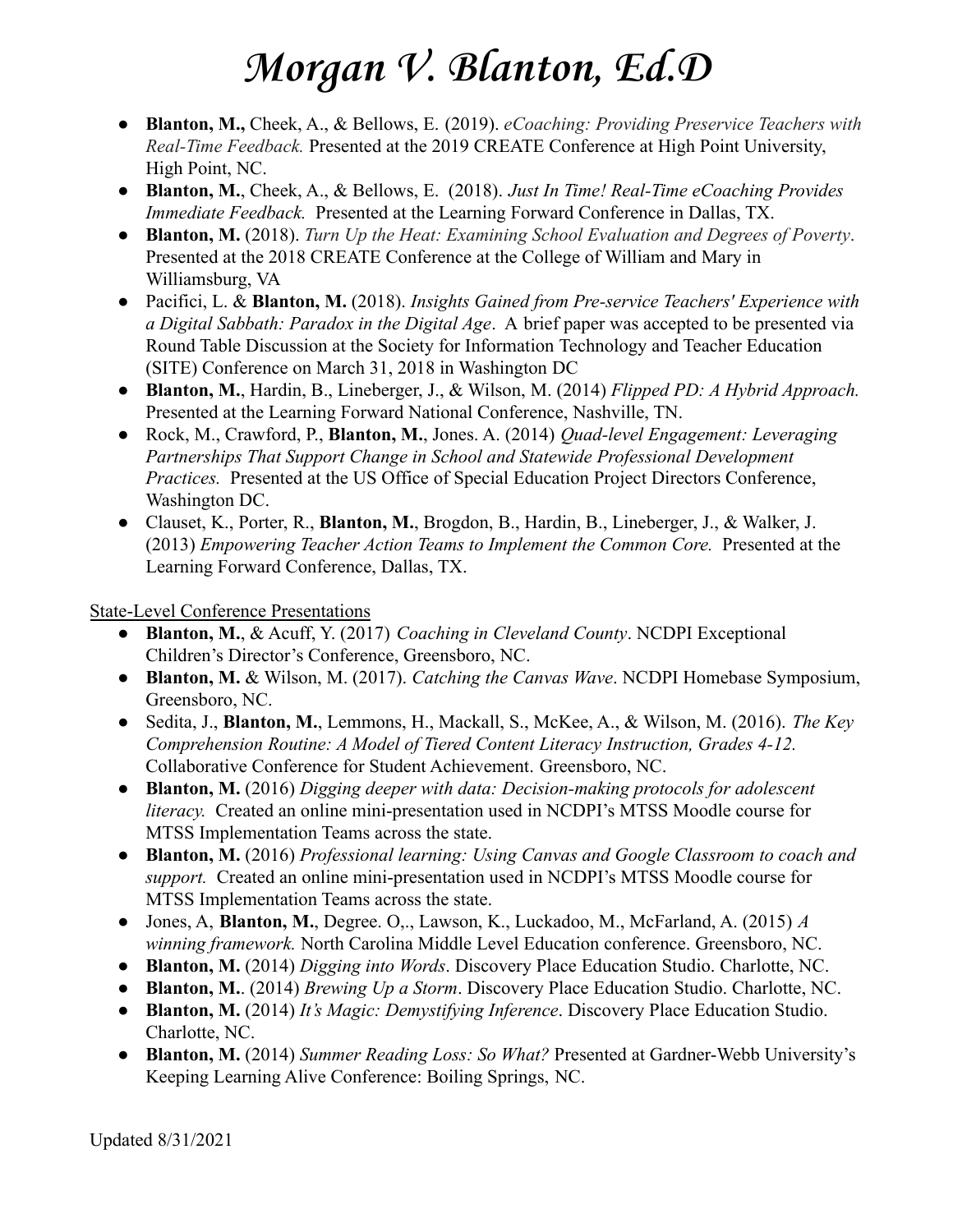- **Blanton, M.,** Cheek, A., & Bellows, E. (2019). *eCoaching: Providing Preservice Teachers with Real-Time Feedback.* Presented at the 2019 CREATE Conference at High Point University, High Point, NC.
- **Blanton, M.**, Cheek, A., & Bellows, E. (2018). *Just In Time! Real-Time eCoaching Provides Immediate Feedback.* Presented at the Learning Forward Conference in Dallas, TX.
- **Blanton, M.** (2018). *Turn Up the Heat: Examining School Evaluation and Degrees of Poverty*. Presented at the 2018 CREATE Conference at the College of William and Mary in Williamsburg, VA
- Pacifici, L. & **Blanton, M.** (2018). *Insights Gained from Pre-service Teachers' Experience with a Digital Sabbath: Paradox in the Digital Age*. A brief paper was accepted to be presented via Round Table Discussion at the Society for Information Technology and Teacher Education (SITE) Conference on March 31, 2018 in Washington DC
- **Blanton, M.**, Hardin, B., Lineberger, J., & Wilson, M. (2014) *Flipped PD: A Hybrid Approach.* Presented at the Learning Forward National Conference, Nashville, TN.
- Rock, M., Crawford, P., **Blanton, M.**, Jones. A. (2014) *Quad-level Engagement: Leveraging Partnerships That Support Change in School and Statewide Professional Development Practices.* Presented at the US Office of Special Education Project Directors Conference, Washington DC.
- Clauset, K., Porter, R., **Blanton, M.**, Brogdon, B., Hardin, B., Lineberger, J., & Walker, J. (2013) *Empowering Teacher Action Teams to Implement the Common Core.* Presented at the Learning Forward Conference, Dallas, TX.

State-Level Conference Presentations

- **Blanton, M.**, & Acuff, Y. (2017) *Coaching in Cleveland County*. NCDPI Exceptional Children's Director's Conference, Greensboro, NC.
- **Blanton, M.** & Wilson, M. (2017). *Catching the Canvas Wave*. NCDPI Homebase Symposium, Greensboro, NC.
- Sedita, J., **Blanton, M.**, Lemmons, H., Mackall, S., McKee, A., & Wilson, M. (2016). *The Key Comprehension Routine: A Model of Tiered Content Literacy Instruction, Grades 4-12.* Collaborative Conference for Student Achievement. Greensboro, NC.
- **Blanton, M.** (2016) *Digging deeper with data: Decision-making protocols for adolescent literacy.* Created an online mini-presentation used in NCDPI's MTSS Moodle course for MTSS Implementation Teams across the state.
- **Blanton, M.** (2016) *Professional learning: Using Canvas and Google Classroom to coach and support.* Created an online mini-presentation used in NCDPI's MTSS Moodle course for MTSS Implementation Teams across the state.
- Jones, A, **Blanton, M.**, Degree. O,., Lawson, K., Luckadoo, M., McFarland, A. (2015) *A winning framework.* North Carolina Middle Level Education conference. Greensboro, NC.
- **Blanton, M.** (2014) *Digging into Words*. Discovery Place Education Studio. Charlotte, NC.
- **Blanton, M.**. (2014) *Brewing Up a Storm*. Discovery Place Education Studio. Charlotte, NC.
- **Blanton, M.** (2014) *It's Magic: Demystifying Inference*. Discovery Place Education Studio. Charlotte, NC.
- **Blanton, M.** (2014) *Summer Reading Loss: So What?* Presented at Gardner-Webb University's Keeping Learning Alive Conference: Boiling Springs, NC.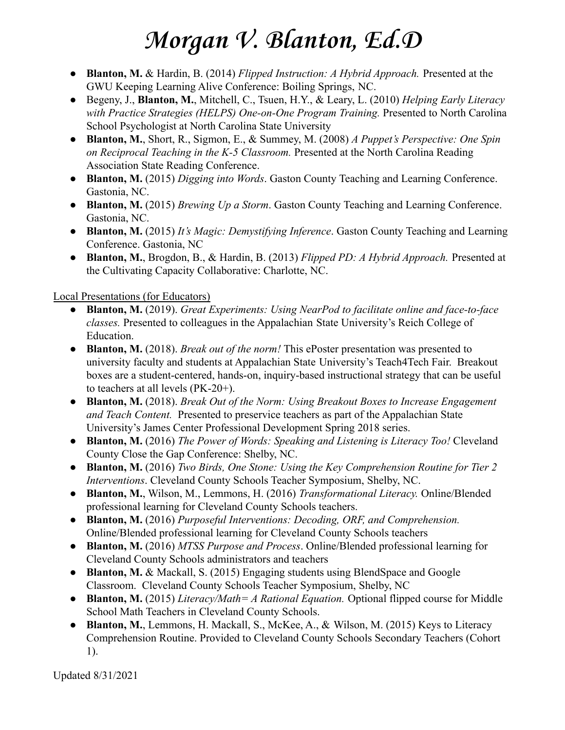- **Blanton, M.** & Hardin, B. (2014) *Flipped Instruction: A Hybrid Approach.* Presented at the GWU Keeping Learning Alive Conference: Boiling Springs, NC.
- Begeny, J., **Blanton, M.**, Mitchell, C., Tsuen, H.Y., & Leary, L. (2010) *Helping Early Literacy with Practice Strategies (HELPS) One-on-One Program Training.* Presented to North Carolina School Psychologist at North Carolina State University
- **Blanton, M.**, Short, R., Sigmon, E., & Summey, M. (2008) *A Puppet's Perspective: One Spin on Reciprocal Teaching in the K-5 Classroom.* Presented at the North Carolina Reading Association State Reading Conference.
- **Blanton, M.** (2015) *Digging into Words*. Gaston County Teaching and Learning Conference. Gastonia, NC.
- **Blanton, M.** (2015) *Brewing Up a Storm*. Gaston County Teaching and Learning Conference. Gastonia, NC.
- **Blanton, M.** (2015) *It's Magic: Demystifying Inference*. Gaston County Teaching and Learning Conference. Gastonia, NC
- **Blanton, M.**, Brogdon, B., & Hardin, B. (2013) *Flipped PD: A Hybrid Approach.* Presented at the Cultivating Capacity Collaborative: Charlotte, NC.

<u>Local Presentations (for Educators)</u>

- **Blanton, M.** (2019). *Great Experiments: Using NearPod to facilitate online and face-to-face classes.* Presented to colleagues in the Appalachian State University's Reich College of Education.
- **Blanton, M.** (2018). *Break out of the norm!* This ePoster presentation was presented to university faculty and students at Appalachian State University's Teach4Tech Fair. Breakout boxes are a student-centered, hands-on, inquiry-based instructional strategy that can be useful to teachers at all levels (PK-20+).
- **Blanton, M.** (2018). *Break Out of the Norm: Using Breakout Boxes to Increase Engagement and Teach Content.* Presented to preservice teachers as part of the Appalachian State University's James Center Professional Development Spring 2018 series.
- **Blanton, M.** (2016) *The Power of Words: Speaking and Listening is Literacy Too!* Cleveland County Close the Gap Conference: Shelby, NC.
- **Blanton, M.** (2016) *Two Birds, One Stone: Using the Key Comprehension Routine for Tier 2 Interventions*. Cleveland County Schools Teacher Symposium, Shelby, NC.
- **Blanton, M.**, Wilson, M., Lemmons, H. (2016) *Transformational Literacy.* Online/Blended professional learning for Cleveland County Schools teachers.
- **Blanton, M.** (2016) *Purposeful Interventions: Decoding, ORF, and Comprehension.* Online/Blended professional learning for Cleveland County Schools teachers
- **Blanton, M.** (2016) *MTSS Purpose and Process*. Online/Blended professional learning for Cleveland County Schools administrators and teachers
- **Blanton, M.** & Mackall, S. (2015) Engaging students using BlendSpace and Google Classroom. Cleveland County Schools Teacher Symposium, Shelby, NC
- **Blanton, M.** (2015) *Literacy/Math= A Rational Equation.* Optional flipped course for Middle School Math Teachers in Cleveland County Schools.
- **Blanton, M.**, Lemmons, H. Mackall, S., McKee, A., & Wilson, M. (2015) Keys to Literacy Comprehension Routine. Provided to Cleveland County Schools Secondary Teachers (Cohort 1).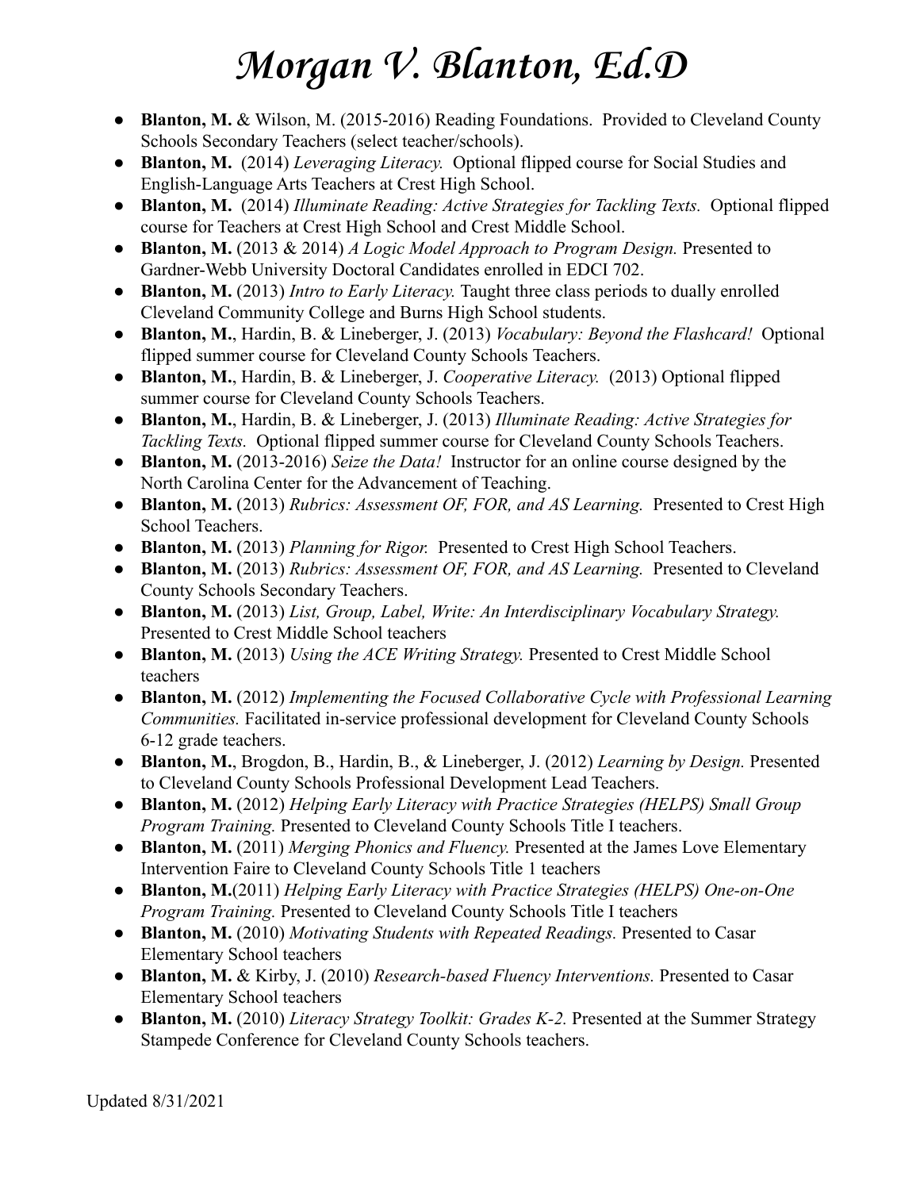# *Morgan V. Blanton, Ed.D*

- **Blanton, M.** & Wilson, M. (2015-2016) Reading Foundations. Provided to Cleveland County Schools Secondary Teachers (select teacher/schools).
- **Blanton, M.** (2014) *Leveraging Literacy.* Optional flipped course for Social Studies and English-Language Arts Teachers at Crest High School.
- **Blanton, M.** (2014) *Illuminate Reading: Active Strategies for Tackling Texts.* Optional flipped course for Teachers at Crest High School and Crest Middle School.
- **Blanton, M.** (2013 & 2014) *A Logic Model Approach to Program Design.* Presented to Gardner-Webb University Doctoral Candidates enrolled in EDCI 702.
- **Blanton, M.** (2013) *Intro to Early Literacy.* Taught three class periods to dually enrolled Cleveland Community College and Burns High School students.
- **Blanton, M.**, Hardin, B. & Lineberger, J. (2013) *Vocabulary: Beyond the Flashcard!* Optional flipped summer course for Cleveland County Schools Teachers.
- **Blanton, M.**, Hardin, B. & Lineberger, J. *Cooperative Literacy.* (2013) Optional flipped summer course for Cleveland County Schools Teachers.
- **Blanton, M.**, Hardin, B. & Lineberger, J. (2013) *Illuminate Reading: Active Strategies for Tackling Texts.* Optional flipped summer course for Cleveland County Schools Teachers.
- **Blanton, M.** (2013-2016) *Seize the Data!* Instructor for an online course designed by the North Carolina Center for the Advancement of Teaching.
- **Blanton, M.** (2013) *Rubrics: Assessment OF, FOR, and AS Learning.* Presented to Crest High School Teachers.
- **Blanton, M.** (2013) *Planning for Rigor.* Presented to Crest High School Teachers.
- **Blanton, M.** (2013) *Rubrics: Assessment OF, FOR, and AS Learning.* Presented to Cleveland County Schools Secondary Teachers.
- **Blanton, M.** (2013) *List, Group, Label, Write: An Interdisciplinary Vocabulary Strategy.* Presented to Crest Middle School teachers
- **Blanton, M.** (2013) *Using the ACE Writing Strategy.* Presented to Crest Middle School teachers
- **Blanton, M.** (2012) *Implementing the Focused Collaborative Cycle with Professional Learning Communities.* Facilitated in-service professional development for Cleveland County Schools 6-12 grade teachers.
- **Blanton, M.**, Brogdon, B., Hardin, B., & Lineberger, J. (2012) *Learning by Design.* Presented to Cleveland County Schools Professional Development Lead Teachers.
- **Blanton, M.** (2012) *Helping Early Literacy with Practice Strategies (HELPS) Small Group Program Training.* Presented to Cleveland County Schools Title I teachers.
- **Blanton, M.** (2011) *Merging Phonics and Fluency.* Presented at the James Love Elementary Intervention Faire to Cleveland County Schools Title 1 teachers
- **Blanton, M.**(2011) *Helping Early Literacy with Practice Strategies (HELPS) One-on-One Program Training.* Presented to Cleveland County Schools Title I teachers
- **Blanton, M.** (2010) *Motivating Students with Repeated Readings.* Presented to Casar Elementary School teachers
- **Blanton, M.** & Kirby, J. (2010) *Research-based Fluency Interventions.* Presented to Casar Elementary School teachers
- **Blanton, M.** (2010) *Literacy Strategy Toolkit: Grades K-2.* Presented at the Summer Strategy Stampede Conference for Cleveland County Schools teachers.

Updated 8/31/2021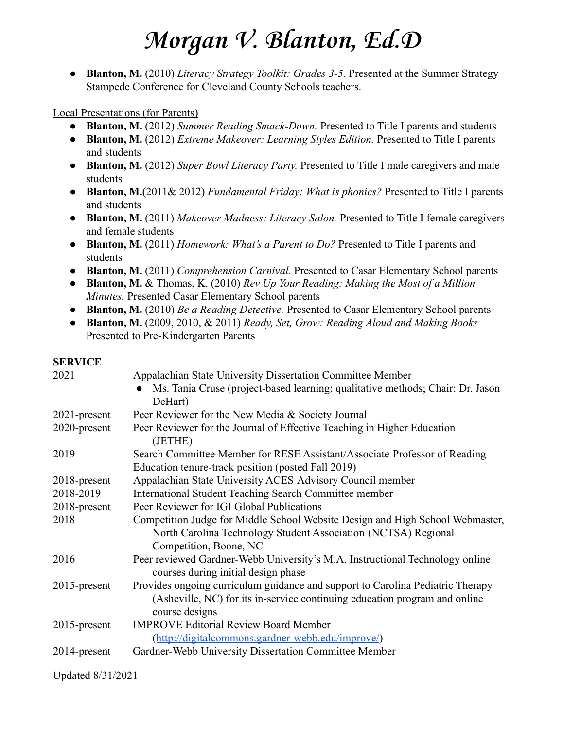- **Blanton, M.** (2010) *Literacy Strategy Toolkit: Grades 3-5.* Presented at the Summer Strategy Stampede Conference for Cleveland County Schools teachers.

Local Presentations (for Parents)

- **Blanton, M.** (2012) *Summer Reading Smack-Down.* Presented to Title I parents and students
- **Blanton, M.** (2012) *Extreme Makeover: Learning Styles Edition.* Presented to Title I parents and students
- **Blanton, M.** (2012) *Super Bowl Literacy Party.* Presented to Title I male caregivers and male students
- **Blanton, M.**(2011& 2012) *Fundamental Friday: What is phonics?* Presented to Title I parents and students
- **Blanton, M.** (2011) *Makeover Madness: Literacy Salon.* Presented to Title I female caregivers and female students
- **Blanton, M.** (2011) *Homework: What's a Parent to Do?* Presented to Title I parents and students
- **Blanton, M.** (2011) *Comprehension Carnival.* Presented to Casar Elementary School parents
- **Blanton, M.** & Thomas, K. (2010) *Rev Up Your Reading: Making the Most of a Million Minutes.* Presented Casar Elementary School parents
- **Blanton, M.** (2010) *Be a Reading Detective.* Presented to Casar Elementary School parents
- **Blanton, M.** (2009, 2010, & 2011) *Ready, Set, Grow: Reading Aloud and Making Books* Presented to Pre-Kindergarten Parents

**SERVICE**

| | |
|---|---|
| 2021 | Appalachian State University Dissertation Committee Member<br>• Ms. Tania Cruse (project-based learning; qualitative methods; Chair: Dr. Jason DeHart) |
| 2021-present | Peer Reviewer for the New Media & Society Journal |
| 2020-present | Peer Reviewer for the Journal of Effective Teaching in Higher Education (JETHE) |
| 2019 | Search Committee Member for RESE Assistant/Associate Professor of Reading Education tenure-track position (posted Fall 2019) |
| 2018-present | Appalachian State University ACES Advisory Council member |
| 2018-2019 | International Student Teaching Search Committee member |
| 2018-present | Peer Reviewer for IGI Global Publications |
| 2018 | Competition Judge for Middle School Website Design and High School Webmaster, North Carolina Technology Student Association (NCTSA) Regional Competition, Boone, NC |
| 2016 | Peer reviewed Gardner-Webb University's M.A. Instructional Technology online courses during initial design phase |
| 2015-present | Provides ongoing curriculum guidance and support to Carolina Pediatric Therapy (Asheville, NC) for its in-service continuing education program and online course designs |
| 2015-present | IMPROVE Editorial Review Board Member (http://digitalcommons.gardner-webb.edu/improve/) |
| 2014-present | Gardner-Webb University Dissertation Committee Member |

Updated 8/31/2021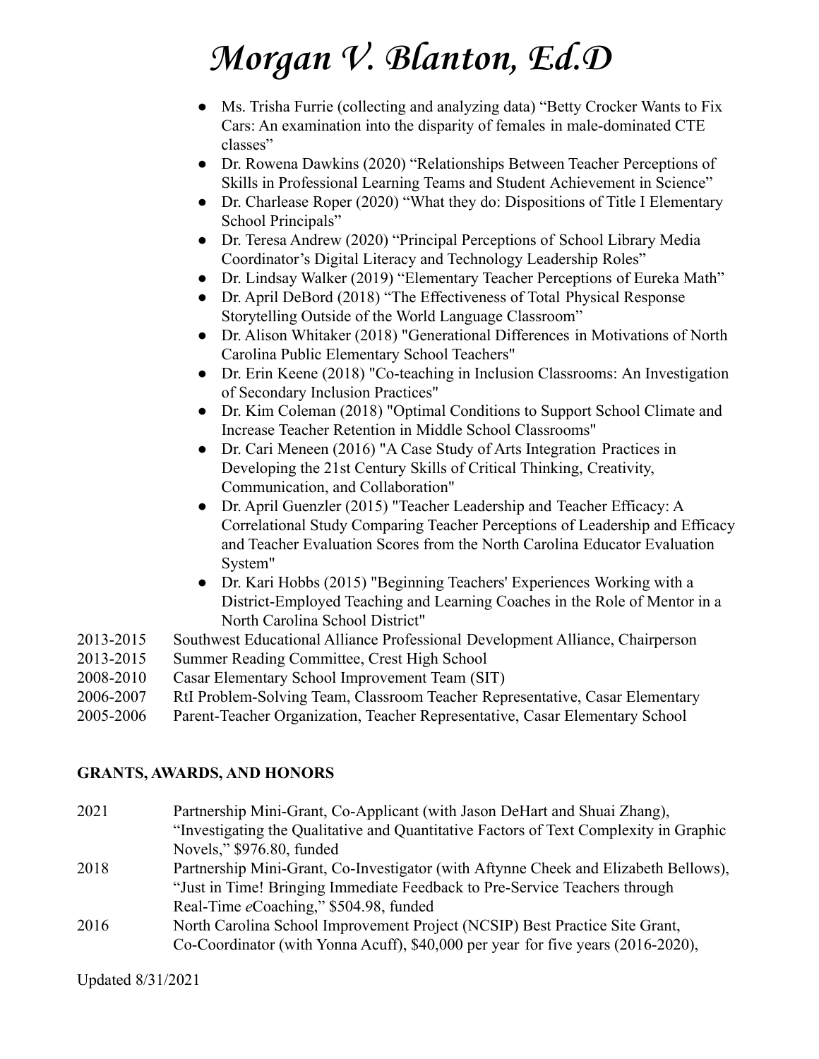- Ms. Trisha Furrie (collecting and analyzing data) "Betty Crocker Wants to Fix Cars: An examination into the disparity of females in male-dominated CTE classes"
- Dr. Rowena Dawkins (2020) "Relationships Between Teacher Perceptions of Skills in Professional Learning Teams and Student Achievement in Science"
- Dr. Charlease Roper (2020) "What they do: Dispositions of Title I Elementary School Principals"
- Dr. Teresa Andrew (2020) "Principal Perceptions of School Library Media Coordinator's Digital Literacy and Technology Leadership Roles"
- Dr. Lindsay Walker (2019) "Elementary Teacher Perceptions of Eureka Math"
- Dr. April DeBord (2018) "The Effectiveness of Total Physical Response Storytelling Outside of the World Language Classroom"
- Dr. Alison Whitaker (2018) "Generational Differences in Motivations of North Carolina Public Elementary School Teachers"
- Dr. Erin Keene (2018) "Co-teaching in Inclusion Classrooms: An Investigation of Secondary Inclusion Practices"
- Dr. Kim Coleman (2018) "Optimal Conditions to Support School Climate and Increase Teacher Retention in Middle School Classrooms"
- Dr. Cari Meneen (2016) "A Case Study of Arts Integration Practices in Developing the 21st Century Skills of Critical Thinking, Creativity, Communication, and Collaboration"
- Dr. April Guenzler (2015) "Teacher Leadership and Teacher Efficacy: A Correlational Study Comparing Teacher Perceptions of Leadership and Efficacy and Teacher Evaluation Scores from the North Carolina Educator Evaluation System"
- Dr. Kari Hobbs (2015) "Beginning Teachers' Experiences Working with a District-Employed Teaching and Learning Coaches in the Role of Mentor in a North Carolina School District"

2013-2015 Southwest Educational Alliance Professional Development Alliance, Chairperson
2013-2015 Summer Reading Committee, Crest High School
2008-2010 Casar Elementary School Improvement Team (SIT)
2006-2007 RtI Problem-Solving Team, Classroom Teacher Representative, Casar Elementary
2005-2006 Parent-Teacher Organization, Teacher Representative, Casar Elementary School

**GRANTS, AWARDS, AND HONORS**

2021 Partnership Mini-Grant, Co-Applicant (with Jason DeHart and Shuai Zhang), "Investigating the Qualitative and Quantitative Factors of Text Complexity in Graphic Novels," $976.80, funded

2018 Partnership Mini-Grant, Co-Investigator (with Aftynne Cheek and Elizabeth Bellows), "Just in Time! Bringing Immediate Feedback to Pre-Service Teachers through Real-Time *e*Coaching," $504.98, funded

2016 North Carolina School Improvement Project (NCSIP) Best Practice Site Grant, Co-Coordinator (with Yonna Acuff), $40,000 per year for five years (2016-2020),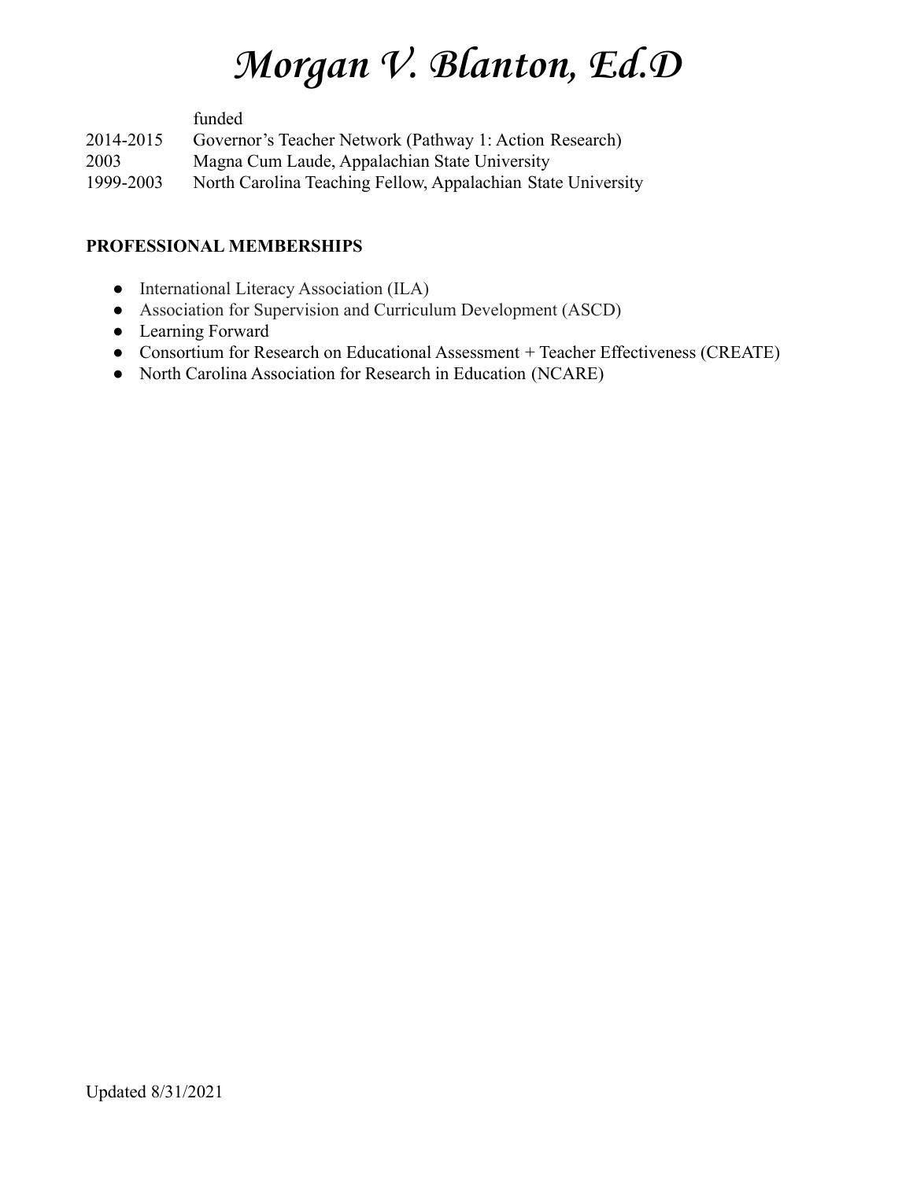funded

| | |
|---|---|
| 2014-2015 | Governor's Teacher Network (Pathway 1: Action Research) |
| 2003 | Magna Cum Laude, Appalachian State University |
| 1999-2003 | North Carolina Teaching Fellow, Appalachian State University |

**PROFESSIONAL MEMBERSHIPS**

- International Literacy Association (ILA)
- Association for Supervision and Curriculum Development (ASCD)
- Learning Forward
- Consortium for Research on Educational Assessment + Teacher Effectiveness (CREATE)
- North Carolina Association for Research in Education (NCARE)

Updated 8/31/2021